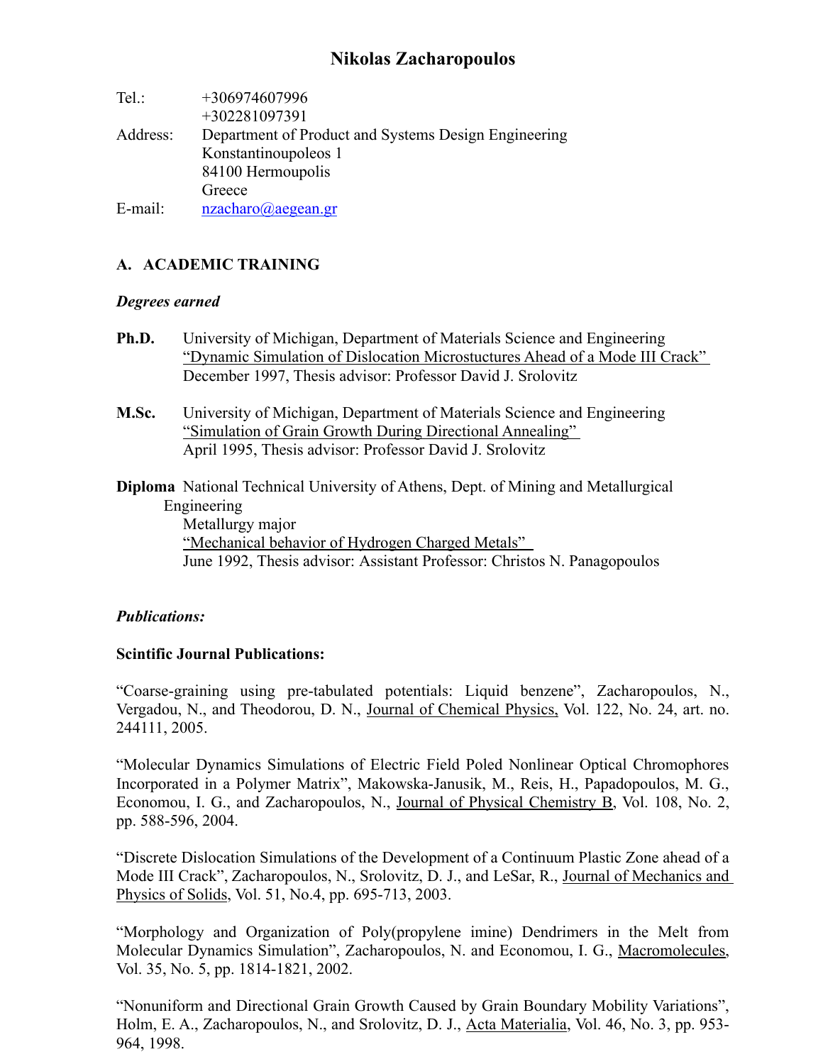# Nikolas Zacharopoulos

Tel.: +306974607996
+302281097391

Address: Department of Product and Systems Design Engineering
Konstantinoupoleos 1
84100 Hermoupolis
Greece

E-mail: nzacharo@aegean.gr

## A. ACADEMIC TRAINING

### *Degrees earned*

**Ph.D.** University of Michigan, Department of Materials Science and Engineering
"Dynamic Simulation of Dislocation Microstuctures Ahead of a Mode III Crack"
December 1997, Thesis advisor: Professor David J. Srolovitz

**M.Sc.** University of Michigan, Department of Materials Science and Engineering
"Simulation of Grain Growth During Directional Annealing"
April 1995, Thesis advisor: Professor David J. Srolovitz

**Diploma** National Technical University of Athens, Dept. of Mining and Metallurgical Engineering
Metallurgy major
"Mechanical behavior of Hydrogen Charged Metals"
June 1992, Thesis advisor: Assistant Professor: Christos N. Panagopoulos

### *Publications:*

**Scintific Journal Publications:**

"Coarse-graining using pre-tabulated potentials: Liquid benzene", Zacharopoulos, N., Vergadou, N., and Theodorou, D. N., Journal of Chemical Physics, Vol. 122, No. 24, art. no. 244111, 2005.

"Molecular Dynamics Simulations of Electric Field Poled Nonlinear Optical Chromophores Incorporated in a Polymer Matrix", Makowska-Janusik, M., Reis, H., Papadopoulos, M. G., Economou, I. G., and Zacharopoulos, N., Journal of Physical Chemistry B, Vol. 108, No. 2, pp. 588-596, 2004.

"Discrete Dislocation Simulations of the Development of a Continuum Plastic Zone ahead of a Mode III Crack", Zacharopoulos, N., Srolovitz, D. J., and LeSar, R., Journal of Mechanics and Physics of Solids, Vol. 51, No.4, pp. 695-713, 2003.

"Morphology and Organization of Poly(propylene imine) Dendrimers in the Melt from Molecular Dynamics Simulation", Zacharopoulos, N. and Economou, I. G., Macromolecules, Vol. 35, No. 5, pp. 1814-1821, 2002.

"Nonuniform and Directional Grain Growth Caused by Grain Boundary Mobility Variations", Holm, E. A., Zacharopoulos, N., and Srolovitz, D. J., Acta Materialia, Vol. 46, No. 3, pp. 953-964, 1998.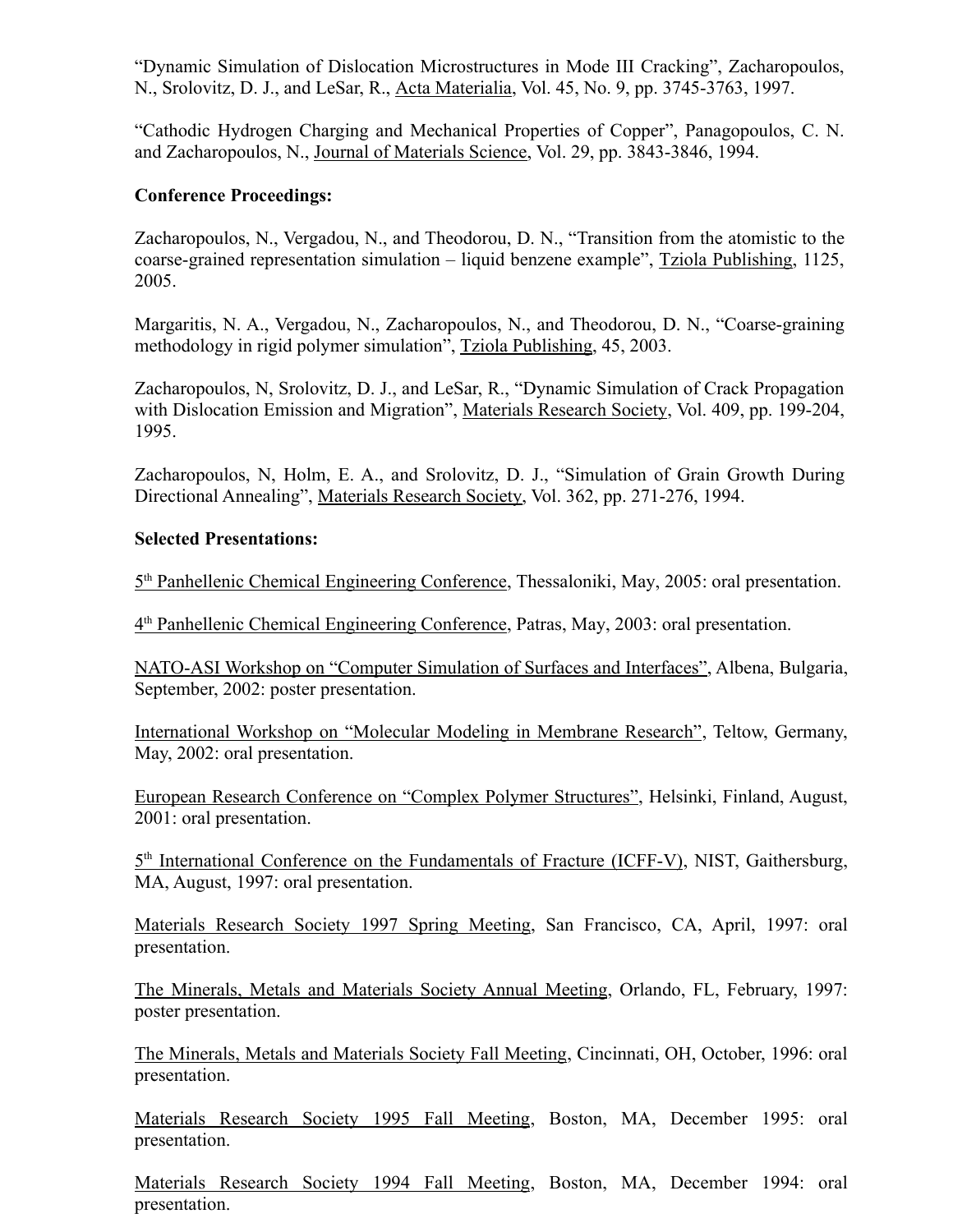"Dynamic Simulation of Dislocation Microstructures in Mode III Cracking", Zacharopoulos, N., Srolovitz, D. J., and LeSar, R., Acta Materialia, Vol. 45, No. 9, pp. 3745-3763, 1997.

"Cathodic Hydrogen Charging and Mechanical Properties of Copper", Panagopoulos, C. N. and Zacharopoulos, N., Journal of Materials Science, Vol. 29, pp. 3843-3846, 1994.

**Conference Proceedings:**

Zacharopoulos, N., Vergadou, N., and Theodorou, D. N., "Transition from the atomistic to the coarse-grained representation simulation – liquid benzene example", Tziola Publishing, 1125, 2005.

Margaritis, N. A., Vergadou, N., Zacharopoulos, N., and Theodorou, D. N., "Coarse-graining methodology in rigid polymer simulation", Tziola Publishing, 45, 2003.

Zacharopoulos, N, Srolovitz, D. J., and LeSar, R., "Dynamic Simulation of Crack Propagation with Dislocation Emission and Migration", Materials Research Society, Vol. 409, pp. 199-204, 1995.

Zacharopoulos, N, Holm, E. A., and Srolovitz, D. J., "Simulation of Grain Growth During Directional Annealing", Materials Research Society, Vol. 362, pp. 271-276, 1994.

**Selected Presentations:**

5th Panhellenic Chemical Engineering Conference, Thessaloniki, May, 2005: oral presentation.

4th Panhellenic Chemical Engineering Conference, Patras, May, 2003: oral presentation.

NATO-ASI Workshop on "Computer Simulation of Surfaces and Interfaces", Albena, Bulgaria, September, 2002: poster presentation.

International Workshop on "Molecular Modeling in Membrane Research", Teltow, Germany, May, 2002: oral presentation.

European Research Conference on "Complex Polymer Structures", Helsinki, Finland, August, 2001: oral presentation.

5th International Conference on the Fundamentals of Fracture (ICFF-V), NIST, Gaithersburg, MA, August, 1997: oral presentation.

Materials Research Society 1997 Spring Meeting, San Francisco, CA, April, 1997: oral presentation.

The Minerals, Metals and Materials Society Annual Meeting, Orlando, FL, February, 1997: poster presentation.

The Minerals, Metals and Materials Society Fall Meeting, Cincinnati, OH, October, 1996: oral presentation.

Materials Research Society 1995 Fall Meeting, Boston, MA, December 1995: oral presentation.

Materials Research Society 1994 Fall Meeting, Boston, MA, December 1994: oral presentation.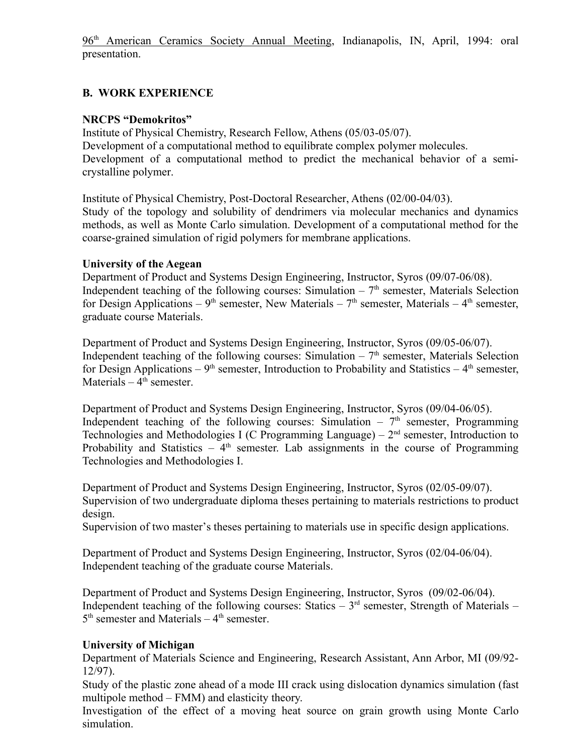96th American Ceramics Society Annual Meeting, Indianapolis, IN, April, 1994: oral presentation.

## B. WORK EXPERIENCE

**NRCPS "Demokritos"**

Institute of Physical Chemistry, Research Fellow, Athens (05/03-05/07).
Development of a computational method to equilibrate complex polymer molecules.
Development of a computational method to predict the mechanical behavior of a semi-crystalline polymer.

Institute of Physical Chemistry, Post-Doctoral Researcher, Athens (02/00-04/03).
Study of the topology and solubility of dendrimers via molecular mechanics and dynamics methods, as well as Monte Carlo simulation. Development of a computational method for the coarse-grained simulation of rigid polymers for membrane applications.

**University of the Aegean**

Department of Product and Systems Design Engineering, Instructor, Syros (09/07-06/08).
Independent teaching of the following courses: Simulation – 7th semester, Materials Selection for Design Applications – 9th semester, New Materials – 7th semester, Materials – 4th semester, graduate course Materials.

Department of Product and Systems Design Engineering, Instructor, Syros (09/05-06/07).
Independent teaching of the following courses: Simulation – 7th semester, Materials Selection for Design Applications – 9th semester, Introduction to Probability and Statistics – 4th semester, Materials – 4th semester.

Department of Product and Systems Design Engineering, Instructor, Syros (09/04-06/05).
Independent teaching of the following courses: Simulation – 7th semester, Programming Technologies and Methodologies I (C Programming Language) – 2nd semester, Introduction to Probability and Statistics – 4th semester. Lab assignments in the course of Programming Technologies and Methodologies I.

Department of Product and Systems Design Engineering, Instructor, Syros (02/05-09/07).
Supervision of two undergraduate diploma theses pertaining to materials restrictions to product design.
Supervision of two master's theses pertaining to materials use in specific design applications.

Department of Product and Systems Design Engineering, Instructor, Syros (02/04-06/04).
Independent teaching of the graduate course Materials.

Department of Product and Systems Design Engineering, Instructor, Syros (09/02-06/04).
Independent teaching of the following courses: Statics – 3rd semester, Strength of Materials – 5th semester and Materials – 4th semester.

**University of Michigan**

Department of Materials Science and Engineering, Research Assistant, Ann Arbor, MI (09/92-12/97).
Study of the plastic zone ahead of a mode III crack using dislocation dynamics simulation (fast multipole method – FMM) and elasticity theory.
Investigation of the effect of a moving heat source on grain growth using Monte Carlo simulation.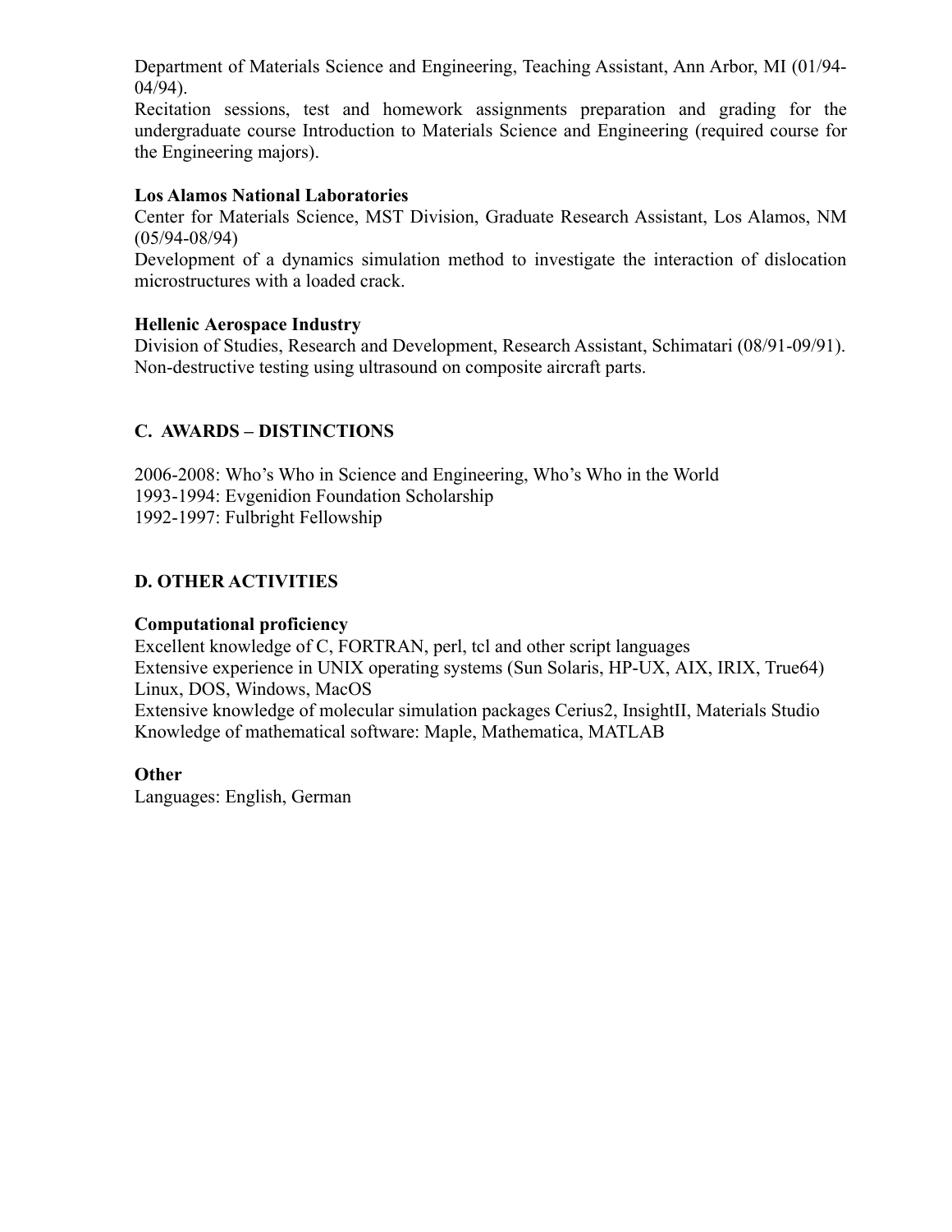Department of Materials Science and Engineering, Teaching Assistant, Ann Arbor, MI (01/94-04/94).
Recitation sessions, test and homework assignments preparation and grading for the undergraduate course Introduction to Materials Science and Engineering (required course for the Engineering majors).

**Los Alamos National Laboratories**
Center for Materials Science, MST Division, Graduate Research Assistant, Los Alamos, NM (05/94-08/94)
Development of a dynamics simulation method to investigate the interaction of dislocation microstructures with a loaded crack.

**Hellenic Aerospace Industry**
Division of Studies, Research and Development, Research Assistant, Schimatari (08/91-09/91).
Non-destructive testing using ultrasound on composite aircraft parts.

## C. AWARDS – DISTINCTIONS

2006-2008: Who's Who in Science and Engineering, Who's Who in the World
1993-1994: Evgenidion Foundation Scholarship
1992-1997: Fulbright Fellowship

## D. OTHER ACTIVITIES

**Computational proficiency**
Excellent knowledge of C, FORTRAN, perl, tcl and other script languages
Extensive experience in UNIX operating systems (Sun Solaris, HP-UX, AIX, IRIX, True64) Linux, DOS, Windows, MacOS
Extensive knowledge of molecular simulation packages Cerius2, InsightII, Materials Studio
Knowledge of mathematical software: Maple, Mathematica, MATLAB

**Other**
Languages: English, German